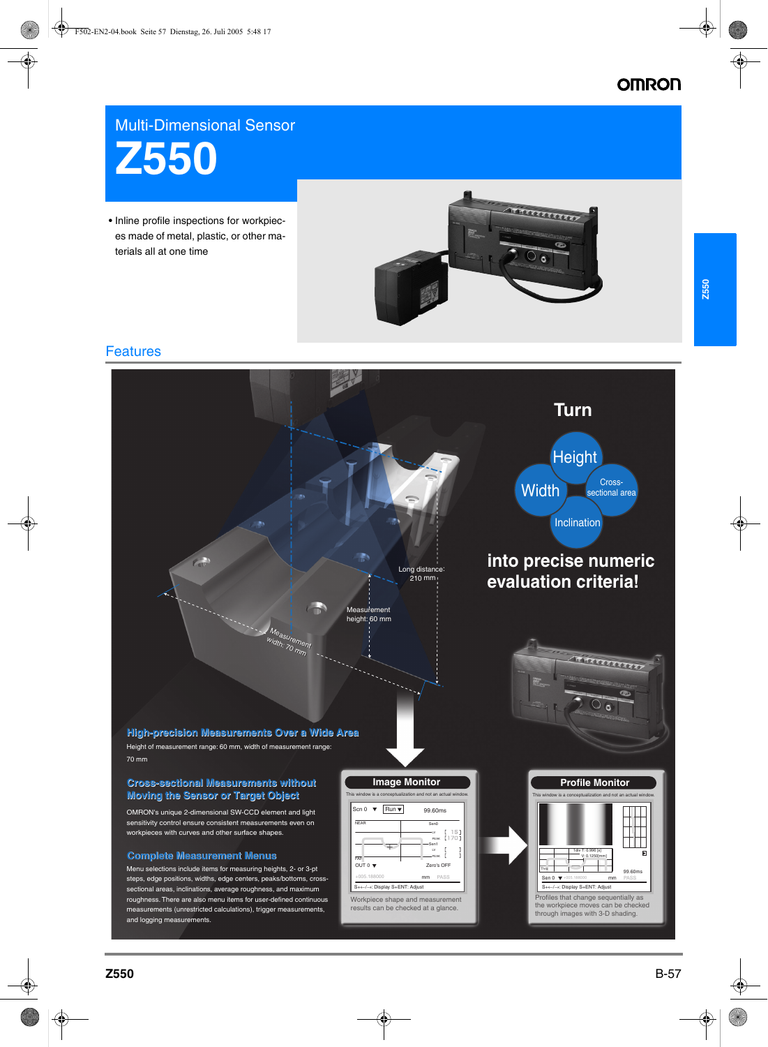# Multi-Dimensional Sensor

# Z550

- Inline profile inspections for workpieces made of metal, plastic, or other materials all at one time

## Features

Turn Height, Width, Cross-sectional area, Inclination into precise numeric evaluation criteria!

Long distance: 210 mm

Measurement height: 60 mm

Measurement width: 70 mm

### High-precision Measurements Over a Wide Area

Height of measurement range: 60 mm, width of measurement range: 70 mm

### Cross-sectional Measurements without Moving the Sensor or Target Object

OMRON's unique 2-dimensional SW-CCD element and light sensitivity control ensure consistent measurements even on workpieces with curves and other surface shapes.

### Complete Measurement Menus

Menu selections include items for measuring heights, 2- or 3-pt steps, edge positions, widths, edge centers, peaks/bottoms, cross-sectional areas, inclinations, average roughness, and maximum roughness. There are also menu items for user-defined continuous measurements (unrestricted calculations), trigger measurements, and logging measurements.

**Image Monitor**

This window is a conceptualization and not an actual window.

Workpiece shape and measurement results can be checked at a glance.

**Profile Monitor**

This window is a conceptualization and not an actual window.

Profiles that change sequentially as the workpiece moves can be checked through images with 3-D shading.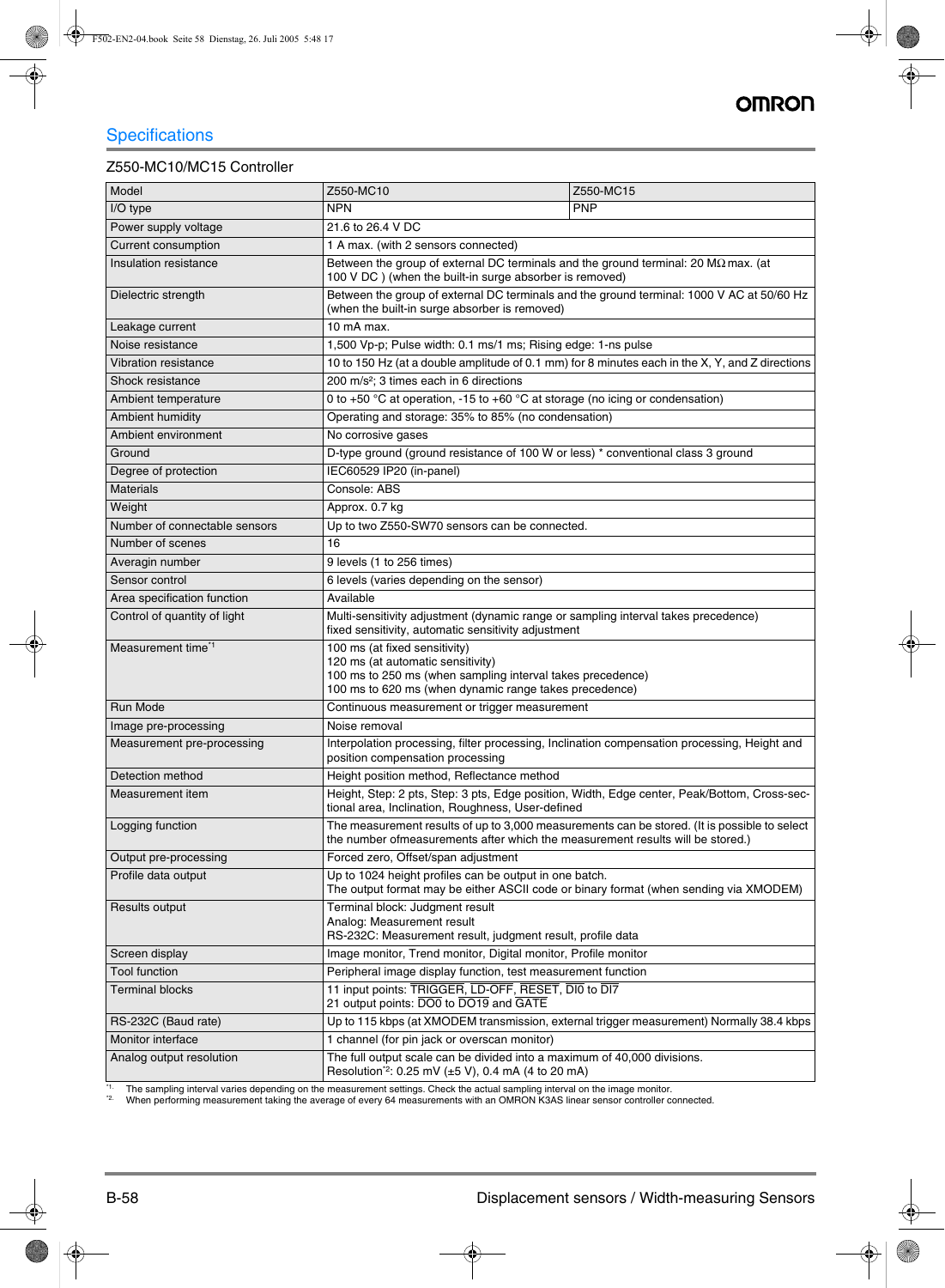## Specifications

### Z550-MC10/MC15 Controller

| Model | Z550-MC10 | Z550-MC15 |
|---|---|---|
| I/O type | NPN | PNP |
| Power supply voltage | 21.6 to 26.4 V DC | |
| Current consumption | 1 A max. (with 2 sensors connected) | |
| Insulation resistance | Between the group of external DC terminals and the ground terminal: 20 MΩ max. (at 100 V DC ) (when the built-in surge absorber is removed) | |
| Dielectric strength | Between the group of external DC terminals and the ground terminal: 1000 V AC at 50/60 Hz (when the built-in surge absorber is removed) | |
| Leakage current | 10 mA max. | |
| Noise resistance | 1,500 Vp-p; Pulse width: 0.1 ms/1 ms; Rising edge: 1-ns pulse | |
| Vibration resistance | 10 to 150 Hz (at a double amplitude of 0.1 mm) for 8 minutes each in the X, Y, and Z directions | |
| Shock resistance | 200 m/s²; 3 times each in 6 directions | |
| Ambient temperature | 0 to +50 °C at operation, -15 to +60 °C at storage (no icing or condensation) | |
| Ambient humidity | Operating and storage: 35% to 85% (no condensation) | |
| Ambient environment | No corrosive gases | |
| Ground | D-type ground (ground resistance of 100 W or less) * conventional class 3 ground | |
| Degree of protection | IEC60529 IP20 (in-panel) | |
| Materials | Console: ABS | |
| Weight | Approx. 0.7 kg | |
| Number of connectable sensors | Up to two Z550-SW70 sensors can be connected. | |
| Number of scenes | 16 | |
| Averagin number | 9 levels (1 to 256 times) | |
| Sensor control | 6 levels (varies depending on the sensor) | |
| Area specification function | Available | |
| Control of quantity of light | Multi-sensitivity adjustment (dynamic range or sampling interval takes precedence)<br>fixed sensitivity, automatic sensitivity adjustment | |
| Measurement time[*1] | 100 ms (at fixed sensitivity)<br>120 ms (at automatic sensitivity)<br>100 ms to 250 ms (when sampling interval takes precedence)<br>100 ms to 620 ms (when dynamic range takes precedence) | |
| Run Mode | Continuous measurement or trigger measurement | |
| Image pre-processing | Noise removal | |
| Measurement pre-processing | Interpolation processing, filter processing, Inclination compensation processing, Height and position compensation processing | |
| Detection method | Height position method, Reflectance method | |
| Measurement item | Height, Step: 2 pts, Step: 3 pts, Edge position, Width, Edge center, Peak/Bottom, Cross-sectional area, Inclination, Roughness, User-defined | |
| Logging function | The measurement results of up to 3,000 measurements can be stored. (It is possible to select the number ofmeasurements after which the measurement results will be stored.) | |
| Output pre-processing | Forced zero, Offset/span adjustment | |
| Profile data output | Up to 1024 height profiles can be output in one batch.<br>The output format may be either ASCII code or binary format (when sending via XMODEM) | |
| Results output | Terminal block: Judgment result<br>Analog: Measurement result<br>RS-232C: Measurement result, judgment result, profile data | |
| Screen display | Image monitor, Trend monitor, Digital monitor, Profile monitor | |
| Tool function | Peripheral image display function, test measurement function | |
| Terminal blocks | 11 input points: $\overline{\text{TRIGGER}}$, $\overline{\text{LD-OFF}}$, $\overline{\text{RESET}}$, $\overline{\text{DI0}}$ to $\overline{\text{DI7}}$<br>21 output points: $\overline{\text{DO0}}$ to $\overline{\text{DO19}}$ and $\overline{\text{GATE}}$ | |
| RS-232C (Baud rate) | Up to 115 kbps (at XMODEM transmission, external trigger measurement) Normally 38.4 kbps | |
| Monitor interface | 1 channel (for pin jack or overscan monitor) | |
| Analog output resolution | The full output scale can be divided into a maximum of 40,000 divisions.<br>Resolution[*2]: 0.25 mV (±5 V), 0.4 mA (4 to 20 mA) | |

[*1.] The sampling interval varies depending on the measurement settings. Check the actual sampling interval on the image monitor.

[*2.] When performing measurement taking the average of every 64 measurements with an OMRON K3AS linear sensor controller connected.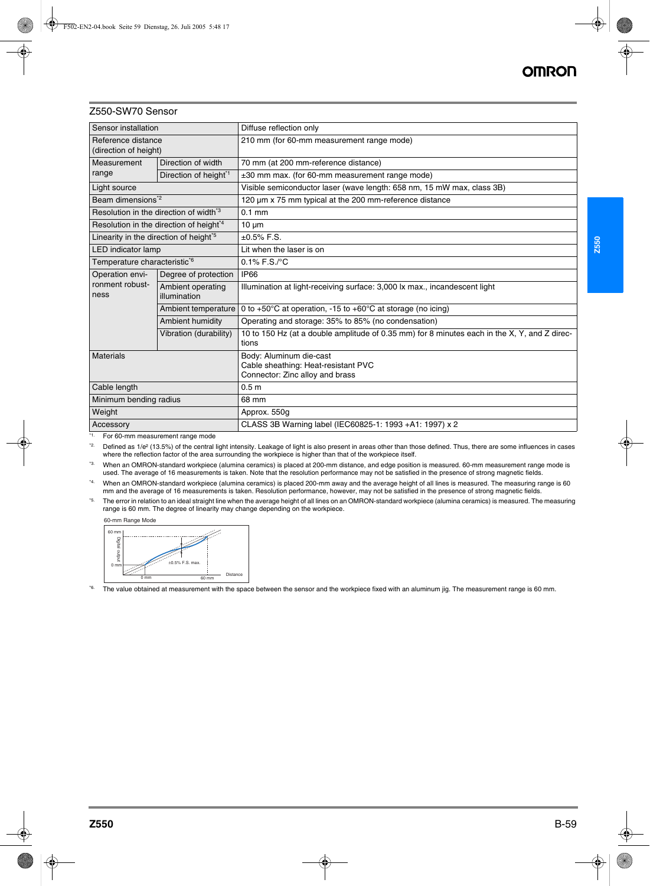## Z550-SW70 Sensor

| Item | | Specification |
|---|---|---|
| Sensor installation | | Diffuse reflection only |
| Reference distance (direction of height) | | 210 mm (for 60-mm measurement range mode) |
| Measurement range | Direction of width | 70 mm (at 200 mm-reference distance) |
| | Direction of height*1 | ±30 mm max. (for 60-mm measurement range mode) |
| Light source | | Visible semiconductor laser (wave length: 658 nm, 15 mW max, class 3B) |
| Beam dimensions*2 | | 120 µm x 75 mm typical at the 200 mm-reference distance |
| Resolution in the direction of width*3 | | 0.1 mm |
| Resolution in the direction of height*4 | | 10 µm |
| Linearity in the direction of height*5 | | ±0.5% F.S. |
| LED indicator lamp | | Lit when the laser is on |
| Temperature characteristic*6 | | 0.1% F.S./°C |
| Operation environment robustness | Degree of protection | IP66 |
| | Ambient operating illumination | Illumination at light-receiving surface: 3,000 lx max., incandescent light |
| | Ambient temperature | 0 to +50°C at operation, -15 to +60°C at storage (no icing) |
| | Ambient humidity | Operating and storage: 35% to 85% (no condensation) |
| | Vibration (durability) | 10 to 150 Hz (at a double amplitude of 0.35 mm) for 8 minutes each in the X, Y, and Z directions |
| Materials | | Body: Aluminum die-cast<br>Cable sheathing: Heat-resistant PVC<br>Connector: Zinc alloy and brass |
| Cable length | | 0.5 m |
| Minimum bending radius | | 68 mm |
| Weight | | Approx. 550g |
| Accessory | | CLASS 3B Warning label (IEC60825-1: 1993 +A1: 1997) x 2 |

*1. For 60-mm measurement range mode

*2. Defined as $1/e^2$ (13.5%) of the central light intensity. Leakage of light is also present in areas other than those defined. Thus, there are some influences in cases where the reflection factor of the area surrounding the workpiece is higher than that of the workpiece itself.

*3. When an OMRON-standard workpiece (alumina ceramics) is placed at 200-mm distance, and edge position is measured. 60-mm measurement range mode is used. The average of 16 measurements is taken. Note that the resolution performance may not be satisfied in the presence of strong magnetic fields.

*4. When an OMRON-standard workpiece (alumina ceramics) is placed 200-mm away and the average height of all lines is measured. The measuring range is 60 mm and the average of 16 measurements is taken. Resolution performance, however, may not be satisfied in the presence of strong magnetic fields.

*5. The error in relation to an ideal straight line when the average height of all lines on an OMRON-standard workpiece (alumina ceramics) is measured. The measuring range is 60 mm. The degree of linearity may change depending on the workpiece.

60-mm Range Mode

(Graph: Digital output 0 mm – 60 mm vs. Distance 0 mm – 60 mm; ±0.5% F.S. max.)

*6. The value obtained at measurement with the space between the sensor and the workpiece fixed with an aluminum jig. The measurement range is 60 mm.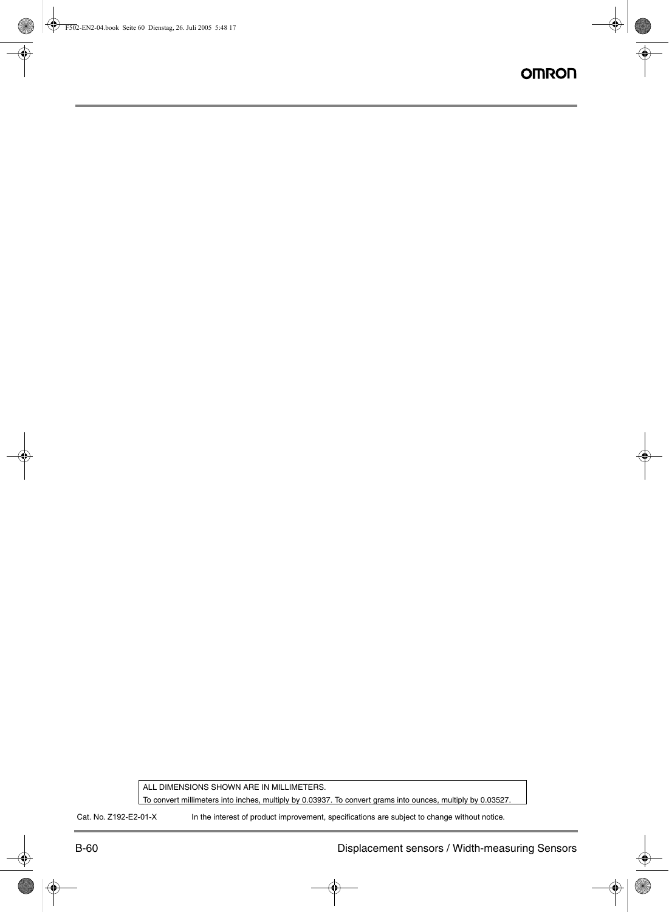ALL DIMENSIONS SHOWN ARE IN MILLIMETERS.

To convert millimeters into inches, multiply by 0.03937. To convert grams into ounces, multiply by 0.03527.

Cat. No. Z192-E2-01-X In the interest of product improvement, specifications are subject to change without notice.